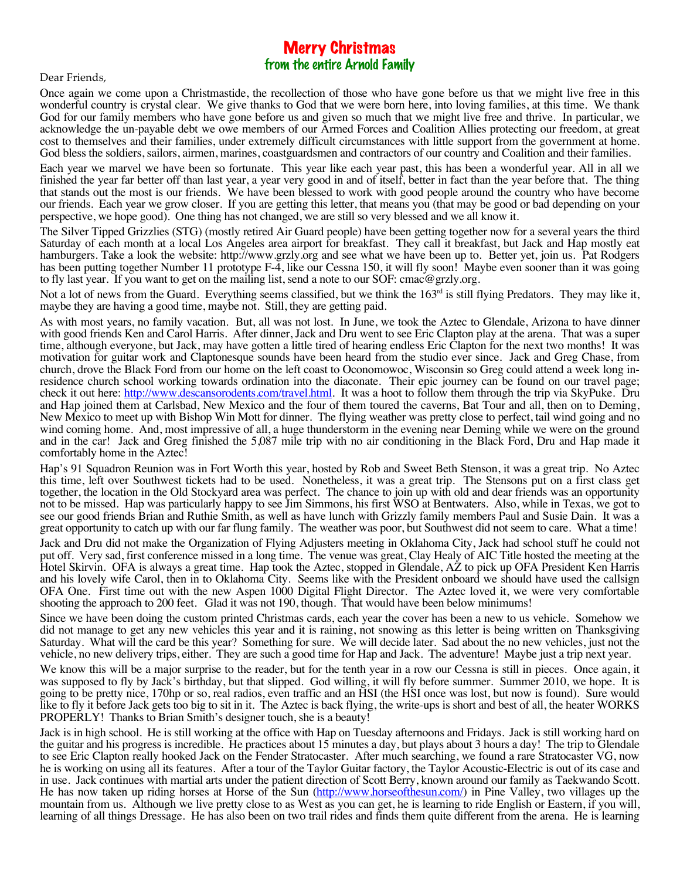# Merry Christmas
## from the entire Arnold Family

Dear Friends,

Once again we come upon a Christmastide, the recollection of those who have gone before us that we might live free in this wonderful country is crystal clear. We give thanks to God that we were born here, into loving families, at this time. We thank God for our family members who have gone before us and given so much that we might live free and thrive. In particular, we acknowledge the un-payable debt we owe members of our Armed Forces and Coalition Allies protecting our freedom, at great cost to themselves and their families, under extremely difficult circumstances with little support from the government at home. God bless the soldiers, sailors, airmen, marines, coastguardsmen and contractors of our country and Coalition and their families.

Each year we marvel we have been so fortunate. This year like each year past, this has been a wonderful year. All in all we finished the year far better off than last year, a year very good in and of itself, better in fact than the year before that. The thing that stands out the most is our friends. We have been blessed to work with good people around the country who have become our friends. Each year we grow closer. If you are getting this letter, that means you (that may be good or bad depending on your perspective, we hope good). One thing has not changed, we are still so very blessed and we all know it.

The Silver Tipped Grizzlies (STG) (mostly retired Air Guard people) have been getting together now for a several years the third Saturday of each month at a local Los Angeles area airport for breakfast. They call it breakfast, but Jack and Hap mostly eat hamburgers. Take a look the website: http://www.grzly.org and see what we have been up to. Better yet, join us. Pat Rodgers has been putting together Number 11 prototype F-4, like our Cessna 150, it will fly soon! Maybe even sooner than it was going to fly last year. If you want to get on the mailing list, send a note to our SOF: cmac@grzly.org.

Not a lot of news from the Guard. Everything seems classified, but we think the 163rd is still flying Predators. They may like it, maybe they are having a good time, maybe not. Still, they are getting paid.

As with most years, no family vacation. But, all was not lost. In June, we took the Aztec to Glendale, Arizona to have dinner with good friends Ken and Carol Harris. After dinner, Jack and Dru went to see Eric Clapton play at the arena. That was a super time, although everyone, but Jack, may have gotten a little tired of hearing endless Eric Clapton for the next two months! It was motivation for guitar work and Claptonesque sounds have been heard from the studio ever since. Jack and Greg Chase, from church, drove the Black Ford from our home on the left coast to Oconomowoc, Wisconsin so Greg could attend a week long in-residence church school working towards ordination into the diaconate. Their epic journey can be found on our travel page; check it out here: [http://www.descansorodents.com/travel.html](http://www.descansorodents.com/travel.html). It was a hoot to follow them through the trip via SkyPuke. Dru and Hap joined them at Carlsbad, New Mexico and the four of them toured the caverns, Bat Tour and all, then on to Deming, New Mexico to meet up with Bishop Win Mott for dinner. The flying weather was pretty close to perfect, tail wind going and no wind coming home. And, most impressive of all, a huge thunderstorm in the evening near Deming while we were on the ground and in the car! Jack and Greg finished the 5,087 mile trip with no air conditioning in the Black Ford, Dru and Hap made it comfortably home in the Aztec!

Hap's 91 Squadron Reunion was in Fort Worth this year, hosted by Rob and Sweet Beth Stenson, it was a great trip. No Aztec this time, left over Southwest tickets had to be used. Nonetheless, it was a great trip. The Stensons put on a first class get together, the location in the Old Stockyard area was perfect. The chance to join up with old and dear friends was an opportunity not to be missed. Hap was particularly happy to see Jim Simmons, his first WSO at Bentwaters. Also, while in Texas, we got to see our good friends Brian and Ruthie Smith, as well as have lunch with Grizzly family members Paul and Susie Dain. It was a great opportunity to catch up with our far flung family. The weather was poor, but Southwest did not seem to care. What a time!

Jack and Dru did not make the Organization of Flying Adjusters meeting in Oklahoma City, Jack had school stuff he could not put off. Very sad, first conference missed in a long time. The venue was great, Clay Healy of AIC Title hosted the meeting at the Hotel Skirvin. OFA is always a great time. Hap took the Aztec, stopped in Glendale, AZ to pick up OFA President Ken Harris and his lovely wife Carol, then in to Oklahoma City. Seems like with the President onboard we should have used the callsign OFA One. First time out with the new Aspen 1000 Digital Flight Director. The Aztec loved it, we were very comfortable shooting the approach to 200 feet. Glad it was not 190, though. That would have been below minimums!

Since we have been doing the custom printed Christmas cards, each year the cover has been a new to us vehicle. Somehow we did not manage to get any new vehicles this year and it is raining, not snowing as this letter is being written on Thanksgiving Saturday. What will the card be this year? Something for sure. We will decide later. Sad about the no new vehicles, just not the vehicle, no new delivery trips, either. They are such a good time for Hap and Jack. The adventure! Maybe just a trip next year.

We know this will be a major surprise to the reader, but for the tenth year in a row our Cessna is still in pieces. Once again, it was supposed to fly by Jack's birthday, but that slipped. God willing, it will fly before summer. Summer 2010, we hope. It is going to be pretty nice, 170hp or so, real radios, even traffic and an HSI (the HSI once was lost, but now is found). Sure would like to fly it before Jack gets too big to sit in it. The Aztec is back flying, the write-ups is short and best of all, the heater WORKS PROPERLY! Thanks to Brian Smith's designer touch, she is a beauty!

Jack is in high school. He is still working at the office with Hap on Tuesday afternoons and Fridays. Jack is still working hard on the guitar and his progress is incredible. He practices about 15 minutes a day, but plays about 3 hours a day! The trip to Glendale to see Eric Clapton really hooked Jack on the Fender Stratocaster. After much searching, we found a rare Stratocaster VG, now he is working on using all its features. After a tour of the Taylor Guitar factory, the Taylor Acoustic-Electric is out of its case and in use. Jack continues with martial arts under the patient direction of Scott Berry, known around our family as Taekwando Scott. He has now taken up riding horses at Horse of the Sun ([http://www.horseofthesun.com/](http://www.horseofthesun.com/)) in Pine Valley, two villages up the mountain from us. Although we live pretty close to as West as you can get, he is learning to ride English or Eastern, if you will, learning of all things Dressage. He has also been on two trail rides and finds them quite different from the arena. He is learning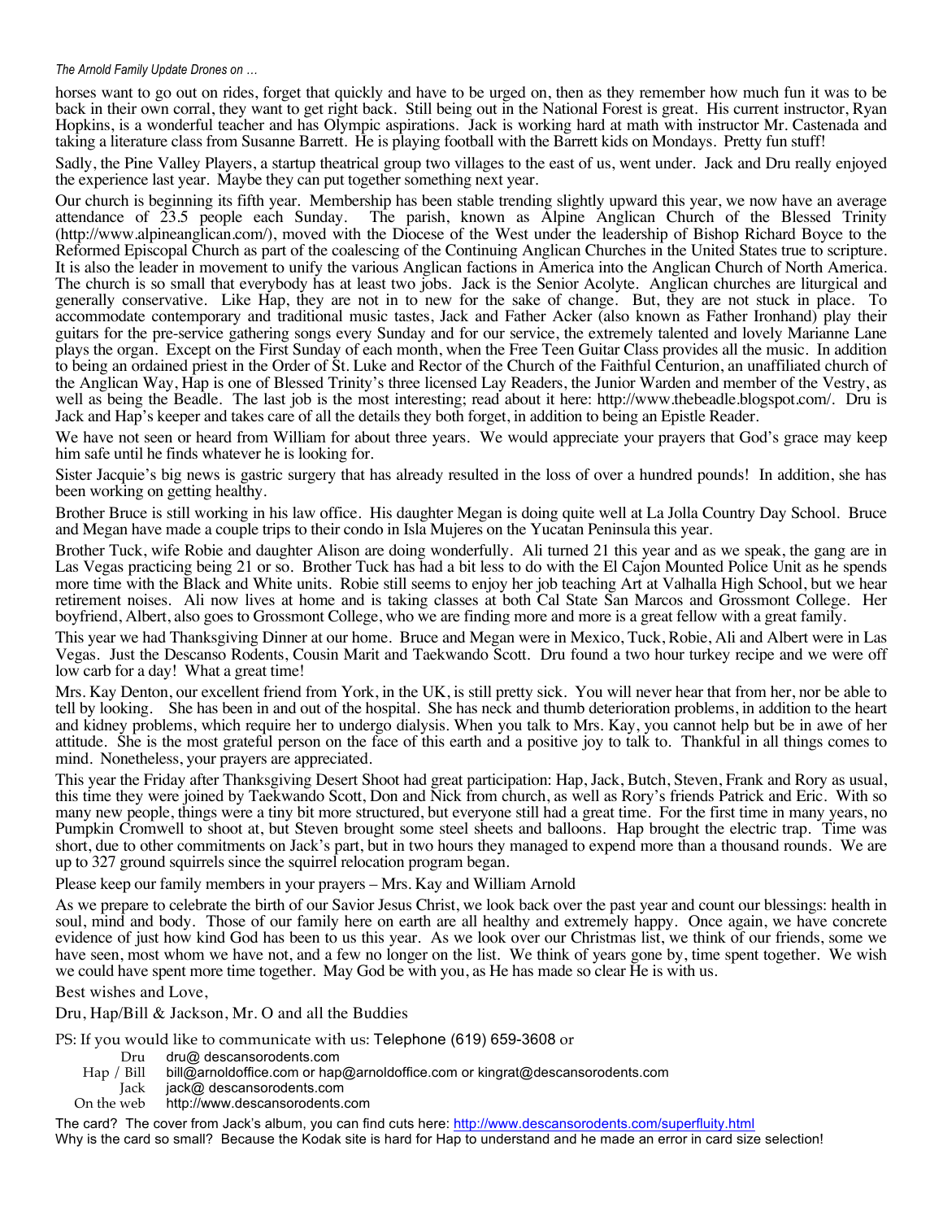horses want to go out on rides, forget that quickly and have to be urged on, then as they remember how much fun it was to be back in their own corral, they want to get right back. Still being out in the National Forest is great. His current instructor, Ryan Hopkins, is a wonderful teacher and has Olympic aspirations. Jack is working hard at math with instructor Mr. Castenada and taking a literature class from Susanne Barrett. He is playing football with the Barrett kids on Mondays. Pretty fun stuff!

Sadly, the Pine Valley Players, a startup theatrical group two villages to the east of us, went under. Jack and Dru really enjoyed the experience last year. Maybe they can put together something next year.

Our church is beginning its fifth year. Membership has been stable trending slightly upward this year, we now have an average attendance of 23.5 people each Sunday. The parish, known as Alpine Anglican Church of the Blessed Trinity (http://www.alpineanglican.com/), moved with the Diocese of the West under the leadership of Bishop Richard Boyce to the Reformed Episcopal Church as part of the coalescing of the Continuing Anglican Churches in the United States true to scripture. It is also the leader in movement to unify the various Anglican factions in America into the Anglican Church of North America. The church is so small that everybody has at least two jobs. Jack is the Senior Acolyte. Anglican churches are liturgical and generally conservative. Like Hap, they are not in to new for the sake of change. But, they are not stuck in place. To accommodate contemporary and traditional music tastes, Jack and Father Acker (also known as Father Ironhand) play their guitars for the pre-service gathering songs every Sunday and for our service, the extremely talented and lovely Marianne Lane plays the organ. Except on the First Sunday of each month, when the Free Teen Guitar Class provides all the music. In addition to being an ordained priest in the Order of St. Luke and Rector of the Church of the Faithful Centurion, an unaffiliated church of the Anglican Way, Hap is one of Blessed Trinity's three licensed Lay Readers, the Junior Warden and member of the Vestry, as well as being the Beadle. The last job is the most interesting; read about it here: http://www.thebeadle.blogspot.com/. Dru is Jack and Hap's keeper and takes care of all the details they both forget, in addition to being an Epistle Reader.

We have not seen or heard from William for about three years. We would appreciate your prayers that God's grace may keep him safe until he finds whatever he is looking for.

Sister Jacquie's big news is gastric surgery that has already resulted in the loss of over a hundred pounds! In addition, she has been working on getting healthy.

Brother Bruce is still working in his law office. His daughter Megan is doing quite well at La Jolla Country Day School. Bruce and Megan have made a couple trips to their condo in Isla Mujeres on the Yucatan Peninsula this year.

Brother Tuck, wife Robie and daughter Alison are doing wonderfully. Ali turned 21 this year and as we speak, the gang are in Las Vegas practicing being 21 or so. Brother Tuck has had a bit less to do with the El Cajon Mounted Police Unit as he spends more time with the Black and White units. Robie still seems to enjoy her job teaching Art at Valhalla High School, but we hear retirement noises. Ali now lives at home and is taking classes at both Cal State San Marcos and Grossmont College. Her boyfriend, Albert, also goes to Grossmont College, who we are finding more and more is a great fellow with a great family.

This year we had Thanksgiving Dinner at our home. Bruce and Megan were in Mexico, Tuck, Robie, Ali and Albert were in Las Vegas. Just the Descanso Rodents, Cousin Marit and Taekwando Scott. Dru found a two hour turkey recipe and we were off low carb for a day! What a great time!

Mrs. Kay Denton, our excellent friend from York, in the UK, is still pretty sick. You will never hear that from her, nor be able to tell by looking. She has been in and out of the hospital. She has neck and thumb deterioration problems, in addition to the heart and kidney problems, which require her to undergo dialysis. When you talk to Mrs. Kay, you cannot help but be in awe of her attitude. She is the most grateful person on the face of this earth and a positive joy to talk to. Thankful in all things comes to mind. Nonetheless, your prayers are appreciated.

This year the Friday after Thanksgiving Desert Shoot had great participation: Hap, Jack, Butch, Steven, Frank and Rory as usual, this time they were joined by Taekwando Scott, Don and Nick from church, as well as Rory's friends Patrick and Eric. With so many new people, things were a tiny bit more structured, but everyone still had a great time. For the first time in many years, no Pumpkin Cromwell to shoot at, but Steven brought some steel sheets and balloons. Hap brought the electric trap. Time was short, due to other commitments on Jack's part, but in two hours they managed to expend more than a thousand rounds. We are up to 327 ground squirrels since the squirrel relocation program began.

Please keep our family members in your prayers – Mrs. Kay and William Arnold

As we prepare to celebrate the birth of our Savior Jesus Christ, we look back over the past year and count our blessings: health in soul, mind and body. Those of our family here on earth are all healthy and extremely happy. Once again, we have concrete evidence of just how kind God has been to us this year. As we look over our Christmas list, we think of our friends, some we have seen, most whom we have not, and a few no longer on the list. We think of years gone by, time spent together. We wish we could have spent more time together. May God be with you, as He has made so clear He is with us.

Best wishes and Love,

Dru, Hap/Bill & Jackson, Mr. O and all the Buddies

PS: If you would like to communicate with us: Telephone (619) 659-3608 or

| | |
|---|---|
| Dru | dru@ descansorodents.com |
| Hap / Bill | bill@arnoldoffice.com or hap@arnoldoffice.com or kingrat@descansorodents.com |
| Jack | jack@ descansorodents.com |
| On the web | http://www.descansorodents.com |

The card? The cover from Jack's album, you can find cuts here: http://www.descansorodents.com/superfluity.html

Why is the card so small? Because the Kodak site is hard for Hap to understand and he made an error in card size selection!